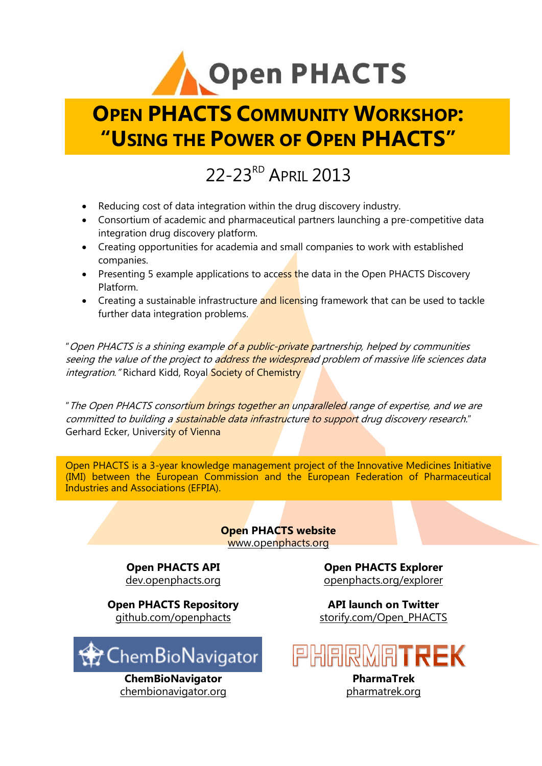# Open PHACTS

# OPEN PHACTS COMMUNITY WORKSHOP: "USING THE POWER OF OPEN PHACTS"

## 22-23RD APRIL 2013

- Reducing cost of data integration within the drug discovery industry.
- Consortium of academic and pharmaceutical partners launching a pre-competitive data integration drug discovery platform.
- Creating opportunities for academia and small companies to work with established companies.
- Presenting 5 example applications to access the data in the Open PHACTS Discovery Platform.
- Creating a sustainable infrastructure and licensing framework that can be used to tackle further data integration problems.

"*Open PHACTS is a shining example of a public-private partnership, helped by communities seeing the value of the project to address the widespread problem of massive life sciences data integration.*" Richard Kidd, Royal Society of Chemistry

"*The Open PHACTS consortium brings together an unparalleled range of expertise, and we are committed to building a sustainable data infrastructure to support drug discovery research.*" Gerhard Ecker, University of Vienna

Open PHACTS is a 3-year knowledge management project of the Innovative Medicines Initiative (IMI) between the European Commission and the European Federation of Pharmaceutical Industries and Associations (EFPIA).

**Open PHACTS website**
www.openphacts.org

**Open PHACTS API**
dev.openphacts.org

**Open PHACTS Explorer**
openphacts.org/explorer

**Open PHACTS Repository**
github.com/openphacts

**API launch on Twitter**
storify.com/Open_PHACTS

ChemBioNavigator

**ChemBioNavigator**
chembionavigator.org

PHARMATREK

**PharmaTrek**
pharmatrek.org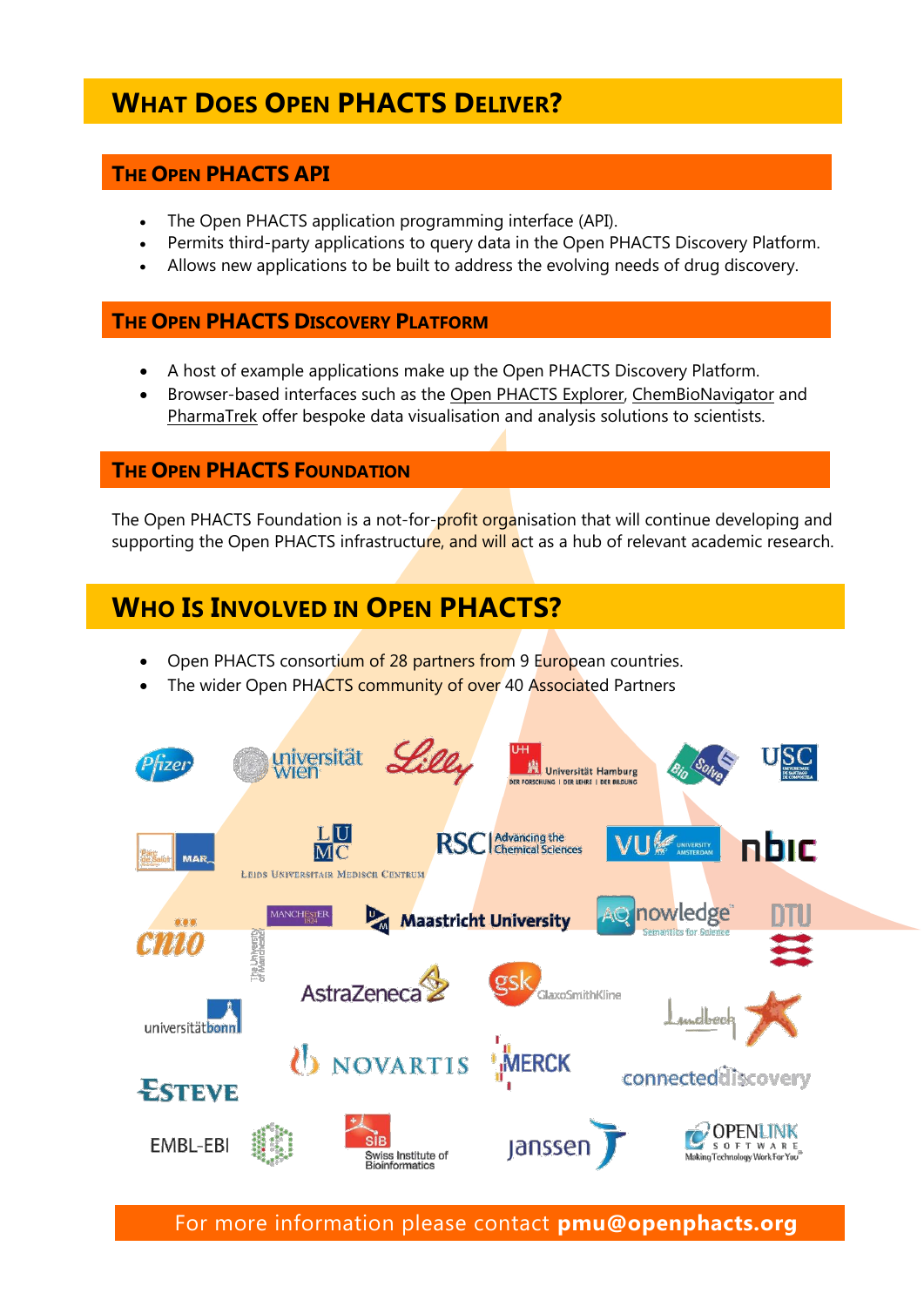# What Does Open PHACTS Deliver?

## The Open PHACTS API

- The Open PHACTS application programming interface (API).
- Permits third-party applications to query data in the Open PHACTS Discovery Platform.
- Allows new applications to be built to address the evolving needs of drug discovery.

## The Open PHACTS Discovery Platform

- A host of example applications make up the Open PHACTS Discovery Platform.
- Browser-based interfaces such as the Open PHACTS Explorer, ChemBioNavigator and PharmaTrek offer bespoke data visualisation and analysis solutions to scientists.

## The Open PHACTS Foundation

The Open PHACTS Foundation is a not-for-profit organisation that will continue developing and supporting the Open PHACTS infrastructure, and will act as a hub of relevant academic research.

# Who Is Involved in Open PHACTS?

- Open PHACTS consortium of 28 partners from 9 European countries.
- The wider Open PHACTS community of over 40 Associated Partners

For more information please contact **pmu@openphacts.org**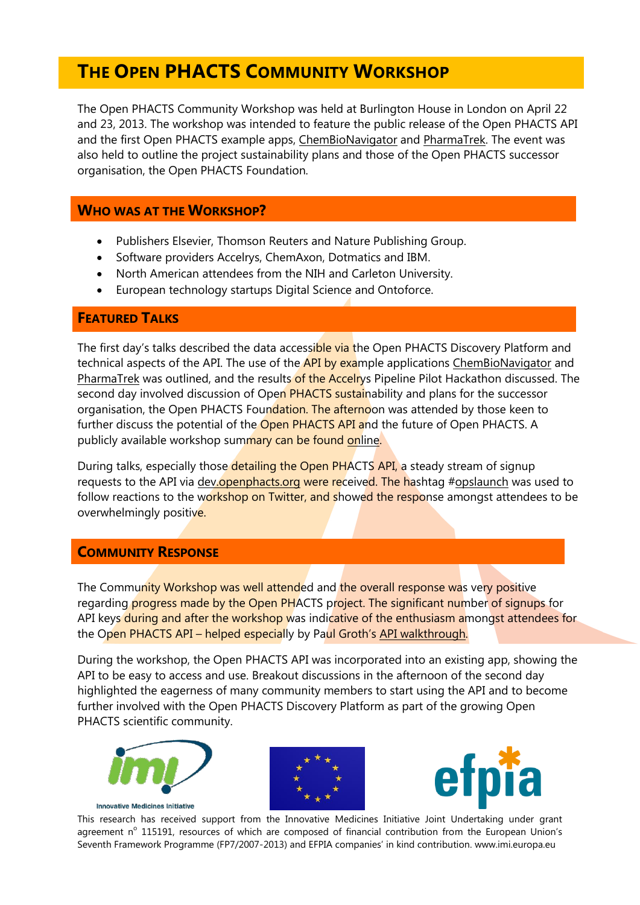# THE OPEN PHACTS COMMUNITY WORKSHOP

The Open PHACTS Community Workshop was held at Burlington House in London on April 22 and 23, 2013. The workshop was intended to feature the public release of the Open PHACTS API and the first Open PHACTS example apps, ChemBioNavigator and PharmaTrek. The event was also held to outline the project sustainability plans and those of the Open PHACTS successor organisation, the Open PHACTS Foundation.

## WHO WAS AT THE WORKSHOP?

- Publishers Elsevier, Thomson Reuters and Nature Publishing Group.
- Software providers Accelrys, ChemAxon, Dotmatics and IBM.
- North American attendees from the NIH and Carleton University.
- European technology startups Digital Science and Ontoforce.

## FEATURED TALKS

The first day's talks described the data accessible via the Open PHACTS Discovery Platform and technical aspects of the API. The use of the API by example applications ChemBioNavigator and PharmaTrek was outlined, and the results of the Accelrys Pipeline Pilot Hackathon discussed. The second day involved discussion of Open PHACTS sustainability and plans for the successor organisation, the Open PHACTS Foundation. The afternoon was attended by those keen to further discuss the potential of the Open PHACTS API and the future of Open PHACTS. A publicly available workshop summary can be found online.

During talks, especially those detailing the Open PHACTS API, a steady stream of signup requests to the API via dev.openphacts.org were received. The hashtag #opslaunch was used to follow reactions to the workshop on Twitter, and showed the response amongst attendees to be overwhelmingly positive.

## COMMUNITY RESPONSE

The Community Workshop was well attended and the overall response was very positive regarding progress made by the Open PHACTS project. The significant number of signups for API keys during and after the workshop was indicative of the enthusiasm amongst attendees for the Open PHACTS API – helped especially by Paul Groth's API walkthrough.

During the workshop, the Open PHACTS API was incorporated into an existing app, showing the API to be easy to access and use. Breakout discussions in the afternoon of the second day highlighted the eagerness of many community members to start using the API and to become further involved with the Open PHACTS Discovery Platform as part of the growing Open PHACTS scientific community.

Innovative Medicines Initiative

This research has received support from the Innovative Medicines Initiative Joint Undertaking under grant agreement n° 115191, resources of which are composed of financial contribution from the European Union's Seventh Framework Programme (FP7/2007-2013) and EFPIA companies' in kind contribution. www.imi.europa.eu